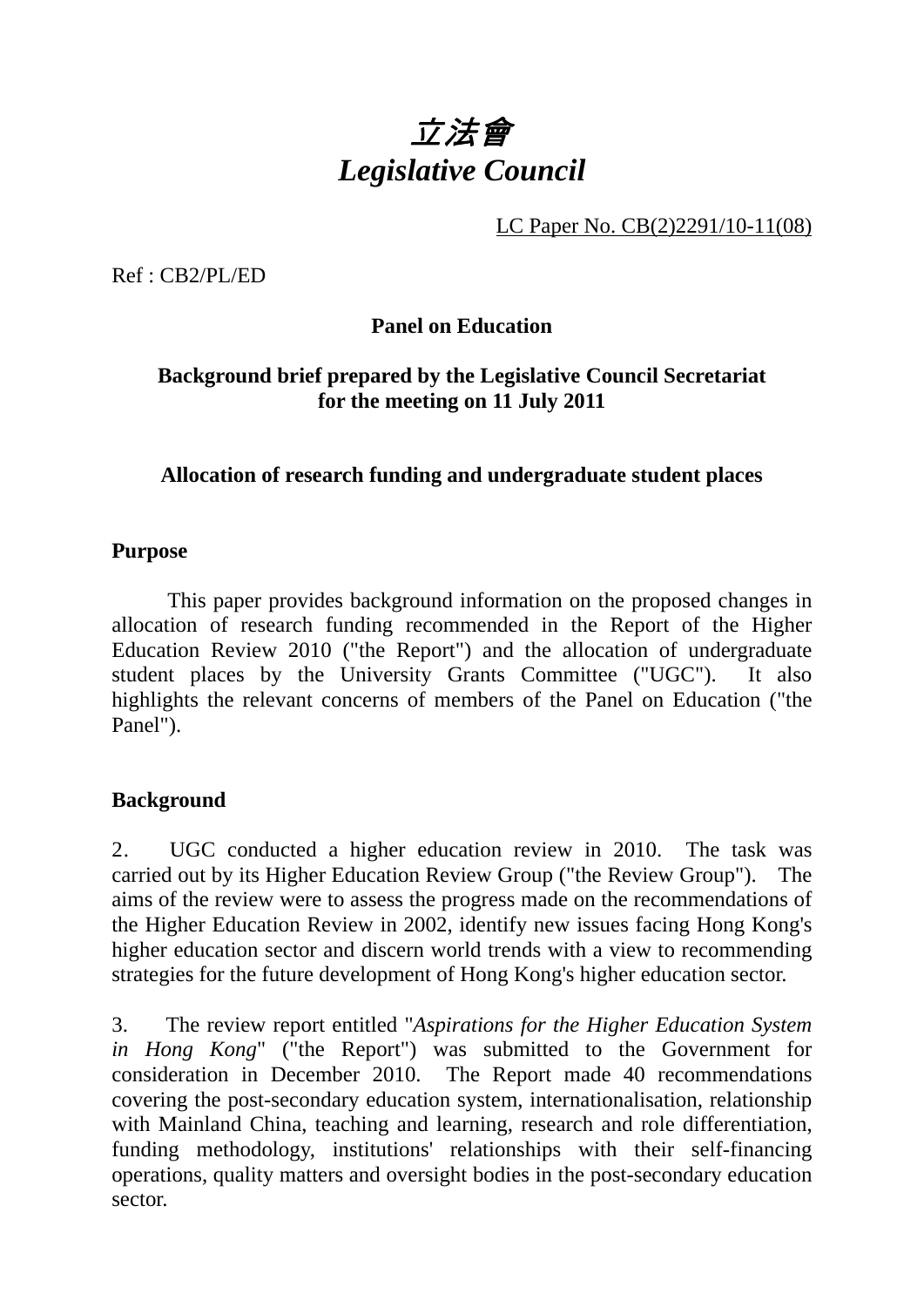# *立法會*
# *Legislative Council*

LC Paper No. CB(2)2291/10-11(08)

Ref : CB2/PL/ED

**Panel on Education**

**Background brief prepared by the Legislative Council Secretariat for the meeting on 11 July 2011**

**Allocation of research funding and undergraduate student places**

## Purpose

This paper provides background information on the proposed changes in allocation of research funding recommended in the Report of the Higher Education Review 2010 ("the Report") and the allocation of undergraduate student places by the University Grants Committee ("UGC"). It also highlights the relevant concerns of members of the Panel on Education ("the Panel").

## Background

2. UGC conducted a higher education review in 2010. The task was carried out by its Higher Education Review Group ("the Review Group"). The aims of the review were to assess the progress made on the recommendations of the Higher Education Review in 2002, identify new issues facing Hong Kong's higher education sector and discern world trends with a view to recommending strategies for the future development of Hong Kong's higher education sector.

3. The review report entitled "*Aspirations for the Higher Education System in Hong Kong*" ("the Report") was submitted to the Government for consideration in December 2010. The Report made 40 recommendations covering the post-secondary education system, internationalisation, relationship with Mainland China, teaching and learning, research and role differentiation, funding methodology, institutions' relationships with their self-financing operations, quality matters and oversight bodies in the post-secondary education sector.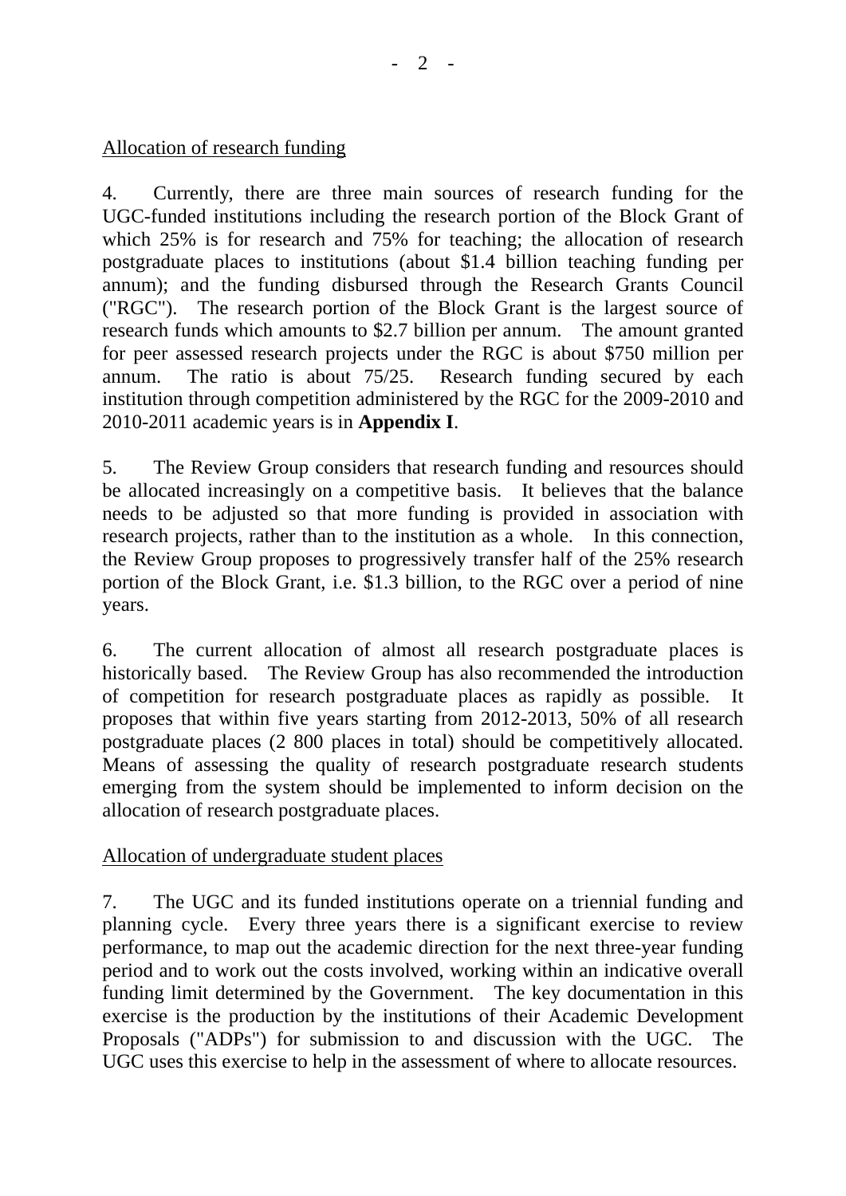Allocation of research funding

4. Currently, there are three main sources of research funding for the UGC-funded institutions including the research portion of the Block Grant of which 25% is for research and 75% for teaching; the allocation of research postgraduate places to institutions (about $1.4 billion teaching funding per annum); and the funding disbursed through the Research Grants Council ("RGC"). The research portion of the Block Grant is the largest source of research funds which amounts to $2.7 billion per annum. The amount granted for peer assessed research projects under the RGC is about $750 million per annum. The ratio is about 75/25. Research funding secured by each institution through competition administered by the RGC for the 2009-2010 and 2010-2011 academic years is in **Appendix I**.

5. The Review Group considers that research funding and resources should be allocated increasingly on a competitive basis. It believes that the balance needs to be adjusted so that more funding is provided in association with research projects, rather than to the institution as a whole. In this connection, the Review Group proposes to progressively transfer half of the 25% research portion of the Block Grant, i.e. $1.3 billion, to the RGC over a period of nine years.

6. The current allocation of almost all research postgraduate places is historically based. The Review Group has also recommended the introduction of competition for research postgraduate places as rapidly as possible. It proposes that within five years starting from 2012-2013, 50% of all research postgraduate places (2 800 places in total) should be competitively allocated. Means of assessing the quality of research postgraduate research students emerging from the system should be implemented to inform decision on the allocation of research postgraduate places.

Allocation of undergraduate student places

7. The UGC and its funded institutions operate on a triennial funding and planning cycle. Every three years there is a significant exercise to review performance, to map out the academic direction for the next three-year funding period and to work out the costs involved, working within an indicative overall funding limit determined by the Government. The key documentation in this exercise is the production by the institutions of their Academic Development Proposals ("ADPs") for submission to and discussion with the UGC. The UGC uses this exercise to help in the assessment of where to allocate resources.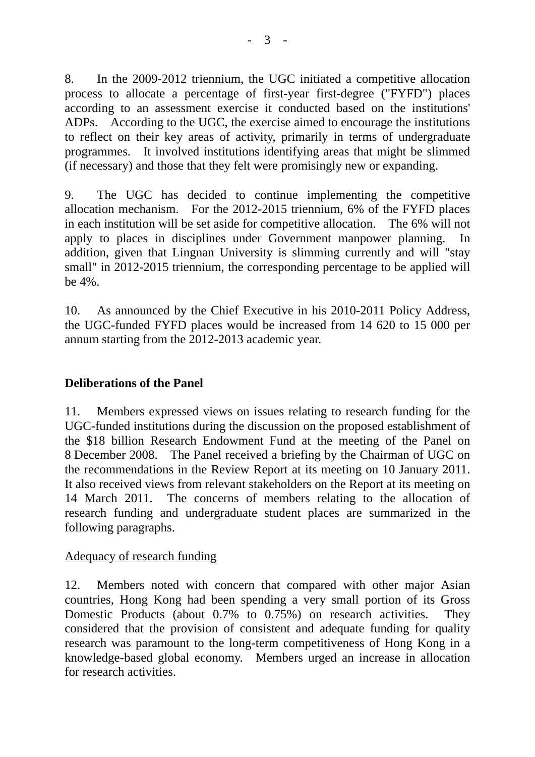8. In the 2009-2012 triennium, the UGC initiated a competitive allocation process to allocate a percentage of first-year first-degree ("FYFD") places according to an assessment exercise it conducted based on the institutions' ADPs. According to the UGC, the exercise aimed to encourage the institutions to reflect on their key areas of activity, primarily in terms of undergraduate programmes. It involved institutions identifying areas that might be slimmed (if necessary) and those that they felt were promisingly new or expanding.

9. The UGC has decided to continue implementing the competitive allocation mechanism. For the 2012-2015 triennium, 6% of the FYFD places in each institution will be set aside for competitive allocation. The 6% will not apply to places in disciplines under Government manpower planning. In addition, given that Lingnan University is slimming currently and will "stay small" in 2012-2015 triennium, the corresponding percentage to be applied will be 4%.

10. As announced by the Chief Executive in his 2010-2011 Policy Address, the UGC-funded FYFD places would be increased from 14 620 to 15 000 per annum starting from the 2012-2013 academic year.

**Deliberations of the Panel**

11. Members expressed views on issues relating to research funding for the UGC-funded institutions during the discussion on the proposed establishment of the $18 billion Research Endowment Fund at the meeting of the Panel on 8 December 2008. The Panel received a briefing by the Chairman of UGC on the recommendations in the Review Report at its meeting on 10 January 2011. It also received views from relevant stakeholders on the Report at its meeting on 14 March 2011. The concerns of members relating to the allocation of research funding and undergraduate student places are summarized in the following paragraphs.

Adequacy of research funding

12. Members noted with concern that compared with other major Asian countries, Hong Kong had been spending a very small portion of its Gross Domestic Products (about 0.7% to 0.75%) on research activities. They considered that the provision of consistent and adequate funding for quality research was paramount to the long-term competitiveness of Hong Kong in a knowledge-based global economy. Members urged an increase in allocation for research activities.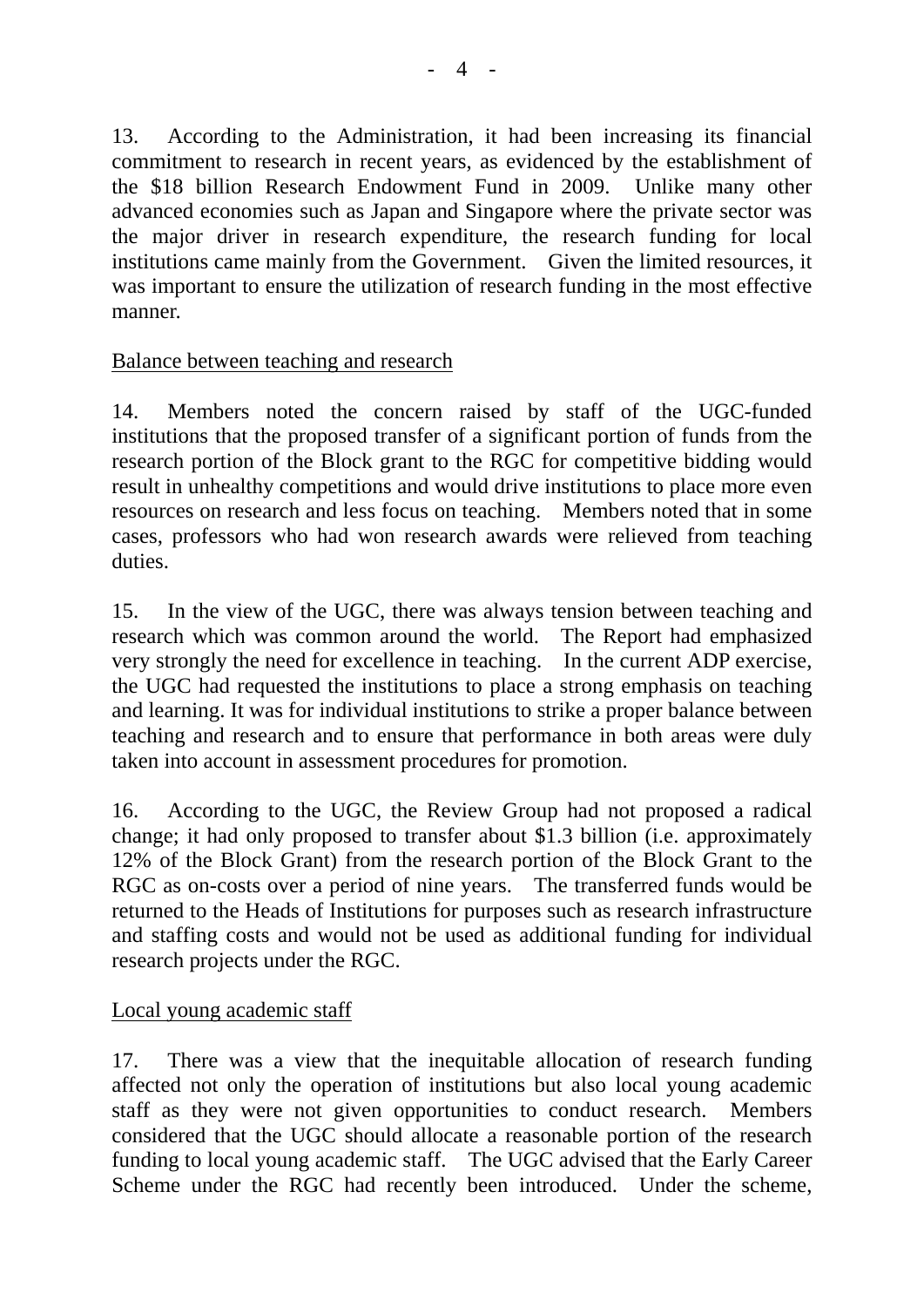13. According to the Administration, it had been increasing its financial commitment to research in recent years, as evidenced by the establishment of the $18 billion Research Endowment Fund in 2009. Unlike many other advanced economies such as Japan and Singapore where the private sector was the major driver in research expenditure, the research funding for local institutions came mainly from the Government. Given the limited resources, it was important to ensure the utilization of research funding in the most effective manner.

<u>Balance between teaching and research</u>

14. Members noted the concern raised by staff of the UGC-funded institutions that the proposed transfer of a significant portion of funds from the research portion of the Block grant to the RGC for competitive bidding would result in unhealthy competitions and would drive institutions to place more even resources on research and less focus on teaching. Members noted that in some cases, professors who had won research awards were relieved from teaching duties.

15. In the view of the UGC, there was always tension between teaching and research which was common around the world. The Report had emphasized very strongly the need for excellence in teaching. In the current ADP exercise, the UGC had requested the institutions to place a strong emphasis on teaching and learning. It was for individual institutions to strike a proper balance between teaching and research and to ensure that performance in both areas were duly taken into account in assessment procedures for promotion.

16. According to the UGC, the Review Group had not proposed a radical change; it had only proposed to transfer about $1.3 billion (i.e. approximately 12% of the Block Grant) from the research portion of the Block Grant to the RGC as on-costs over a period of nine years. The transferred funds would be returned to the Heads of Institutions for purposes such as research infrastructure and staffing costs and would not be used as additional funding for individual research projects under the RGC.

<u>Local young academic staff</u>

17. There was a view that the inequitable allocation of research funding affected not only the operation of institutions but also local young academic staff as they were not given opportunities to conduct research. Members considered that the UGC should allocate a reasonable portion of the research funding to local young academic staff. The UGC advised that the Early Career Scheme under the RGC had recently been introduced. Under the scheme,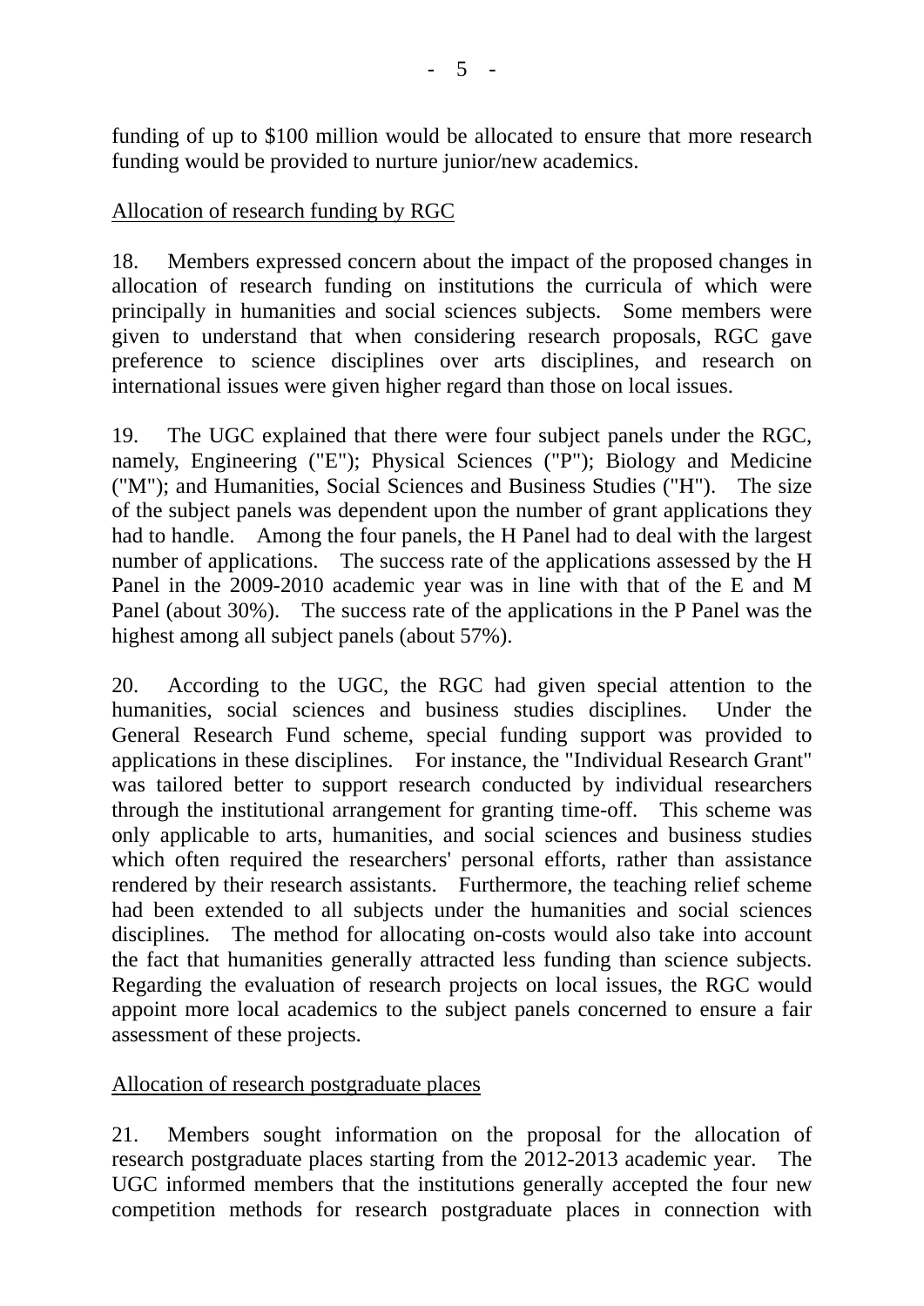funding of up to $100 million would be allocated to ensure that more research funding would be provided to nurture junior/new academics.

Allocation of research funding by RGC

18. Members expressed concern about the impact of the proposed changes in allocation of research funding on institutions the curricula of which were principally in humanities and social sciences subjects. Some members were given to understand that when considering research proposals, RGC gave preference to science disciplines over arts disciplines, and research on international issues were given higher regard than those on local issues.

19. The UGC explained that there were four subject panels under the RGC, namely, Engineering ("E"); Physical Sciences ("P"); Biology and Medicine ("M"); and Humanities, Social Sciences and Business Studies ("H"). The size of the subject panels was dependent upon the number of grant applications they had to handle. Among the four panels, the H Panel had to deal with the largest number of applications. The success rate of the applications assessed by the H Panel in the 2009-2010 academic year was in line with that of the E and M Panel (about 30%). The success rate of the applications in the P Panel was the highest among all subject panels (about 57%).

20. According to the UGC, the RGC had given special attention to the humanities, social sciences and business studies disciplines. Under the General Research Fund scheme, special funding support was provided to applications in these disciplines. For instance, the "Individual Research Grant" was tailored better to support research conducted by individual researchers through the institutional arrangement for granting time-off. This scheme was only applicable to arts, humanities, and social sciences and business studies which often required the researchers' personal efforts, rather than assistance rendered by their research assistants. Furthermore, the teaching relief scheme had been extended to all subjects under the humanities and social sciences disciplines. The method for allocating on-costs would also take into account the fact that humanities generally attracted less funding than science subjects. Regarding the evaluation of research projects on local issues, the RGC would appoint more local academics to the subject panels concerned to ensure a fair assessment of these projects.

Allocation of research postgraduate places

21. Members sought information on the proposal for the allocation of research postgraduate places starting from the 2012-2013 academic year. The UGC informed members that the institutions generally accepted the four new competition methods for research postgraduate places in connection with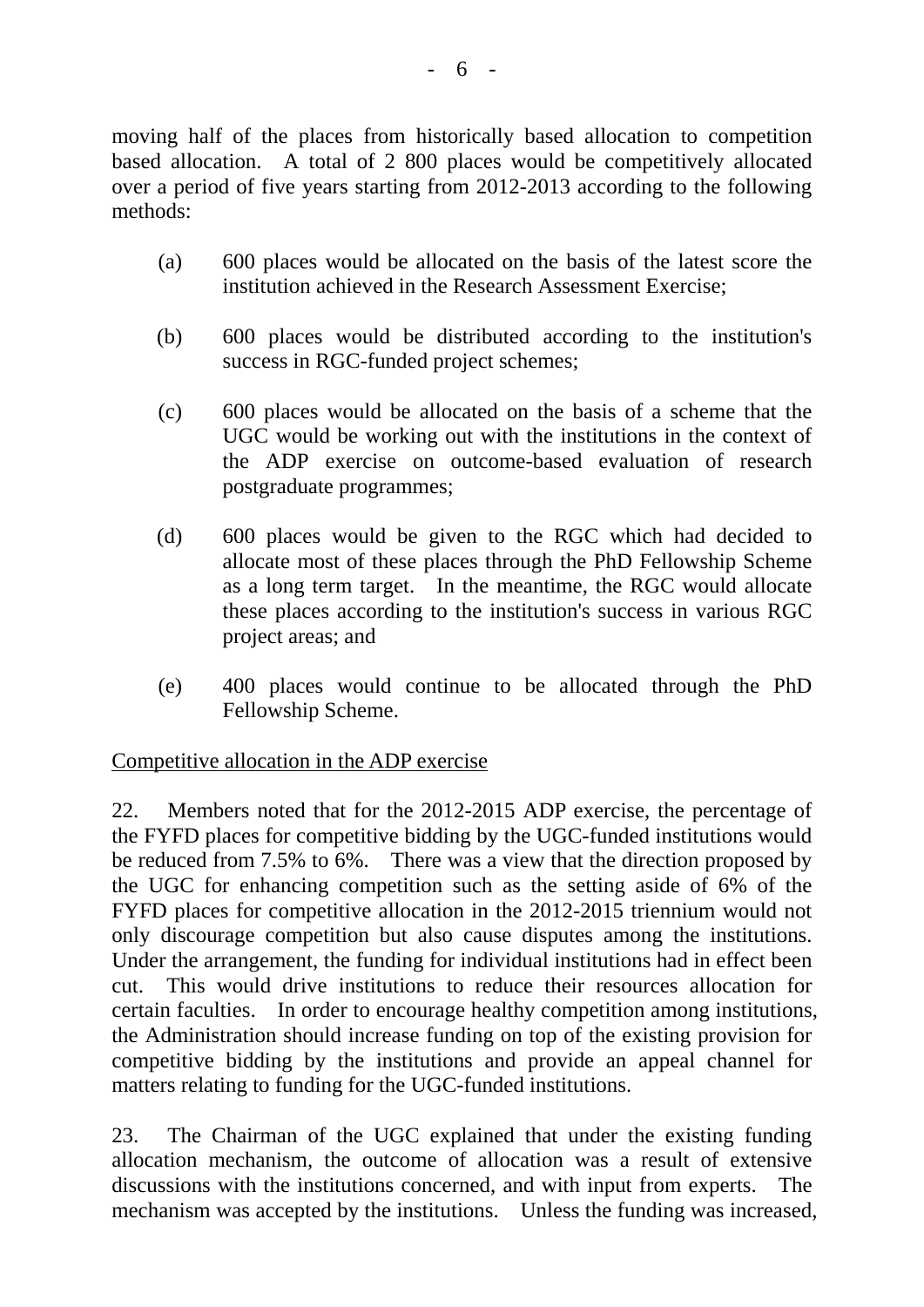moving half of the places from historically based allocation to competition based allocation. A total of 2 800 places would be competitively allocated over a period of five years starting from 2012-2013 according to the following methods:

(a) 600 places would be allocated on the basis of the latest score the institution achieved in the Research Assessment Exercise;

(b) 600 places would be distributed according to the institution's success in RGC-funded project schemes;

(c) 600 places would be allocated on the basis of a scheme that the UGC would be working out with the institutions in the context of the ADP exercise on outcome-based evaluation of research postgraduate programmes;

(d) 600 places would be given to the RGC which had decided to allocate most of these places through the PhD Fellowship Scheme as a long term target. In the meantime, the RGC would allocate these places according to the institution's success in various RGC project areas; and

(e) 400 places would continue to be allocated through the PhD Fellowship Scheme.

Competitive allocation in the ADP exercise

22. Members noted that for the 2012-2015 ADP exercise, the percentage of the FYFD places for competitive bidding by the UGC-funded institutions would be reduced from 7.5% to 6%. There was a view that the direction proposed by the UGC for enhancing competition such as the setting aside of 6% of the FYFD places for competitive allocation in the 2012-2015 triennium would not only discourage competition but also cause disputes among the institutions. Under the arrangement, the funding for individual institutions had in effect been cut. This would drive institutions to reduce their resources allocation for certain faculties. In order to encourage healthy competition among institutions, the Administration should increase funding on top of the existing provision for competitive bidding by the institutions and provide an appeal channel for matters relating to funding for the UGC-funded institutions.

23. The Chairman of the UGC explained that under the existing funding allocation mechanism, the outcome of allocation was a result of extensive discussions with the institutions concerned, and with input from experts. The mechanism was accepted by the institutions. Unless the funding was increased,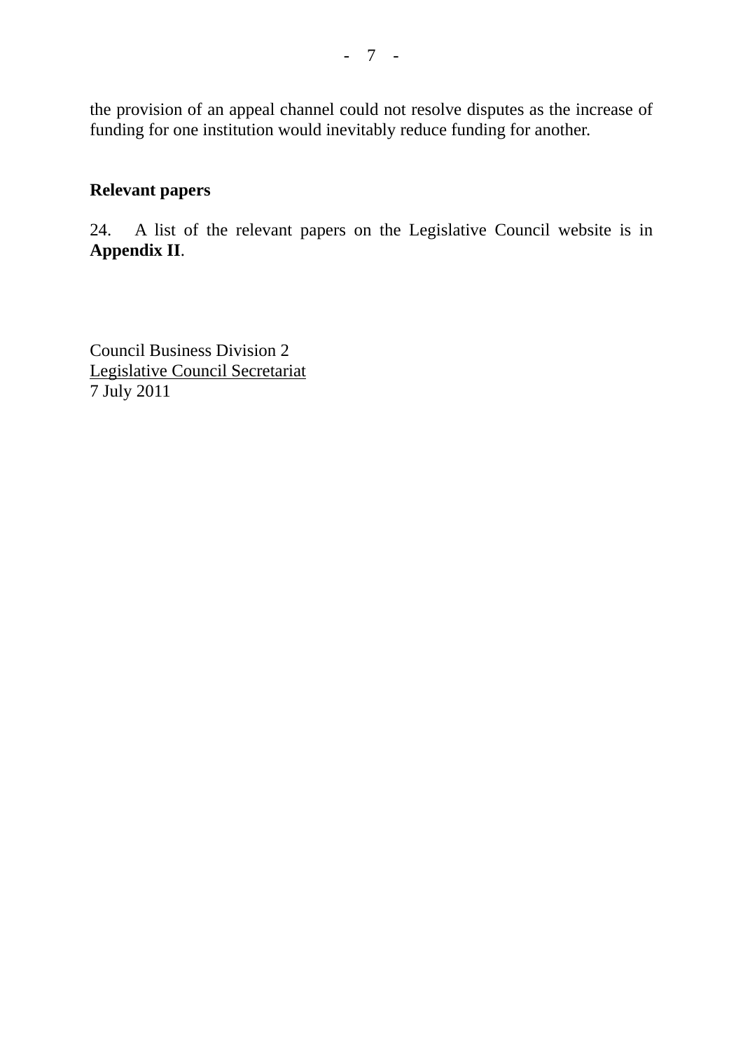the provision of an appeal channel could not resolve disputes as the increase of funding for one institution would inevitably reduce funding for another.

**Relevant papers**

24. A list of the relevant papers on the Legislative Council website is in **Appendix II**.

Council Business Division 2
Legislative Council Secretariat
7 July 2011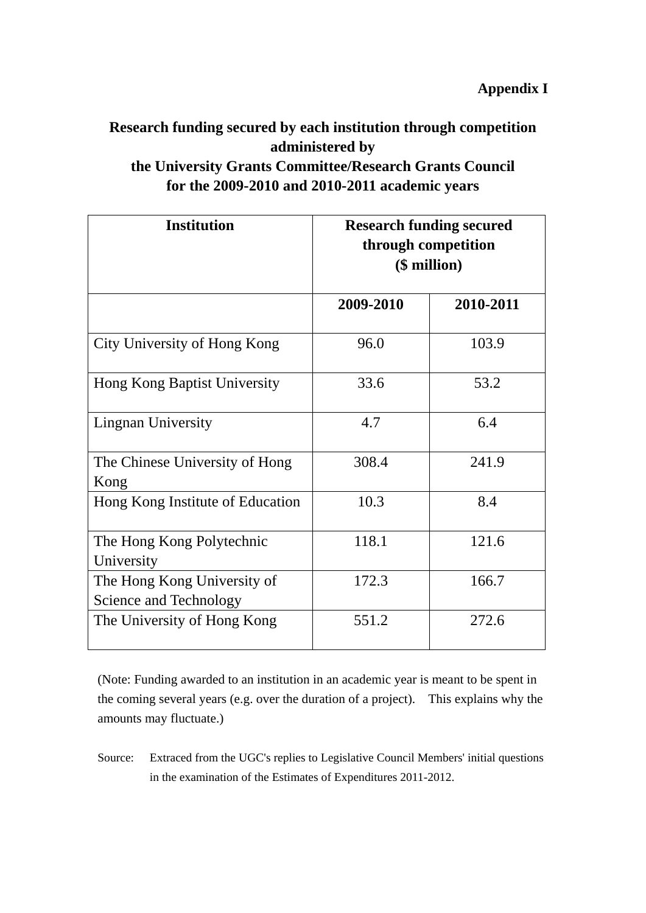**Appendix I**

## Research funding secured by each institution through competition administered by the University Grants Committee/Research Grants Council for the 2009-2010 and 2010-2011 academic years

| Institution | Research funding secured through competition ($ million) | |
|---|---|---|
| | **2009-2010** | **2010-2011** |
| City University of Hong Kong | 96.0 | 103.9 |
| Hong Kong Baptist University | 33.6 | 53.2 |
| Lingnan University | 4.7 | 6.4 |
| The Chinese University of Hong Kong | 308.4 | 241.9 |
| Hong Kong Institute of Education | 10.3 | 8.4 |
| The Hong Kong Polytechnic University | 118.1 | 121.6 |
| The Hong Kong University of Science and Technology | 172.3 | 166.7 |
| The University of Hong Kong | 551.2 | 272.6 |

(Note: Funding awarded to an institution in an academic year is meant to be spent in the coming several years (e.g. over the duration of a project). This explains why the amounts may fluctuate.)

Source: Extraced from the UGC's replies to Legislative Council Members' initial questions in the examination of the Estimates of Expenditures 2011-2012.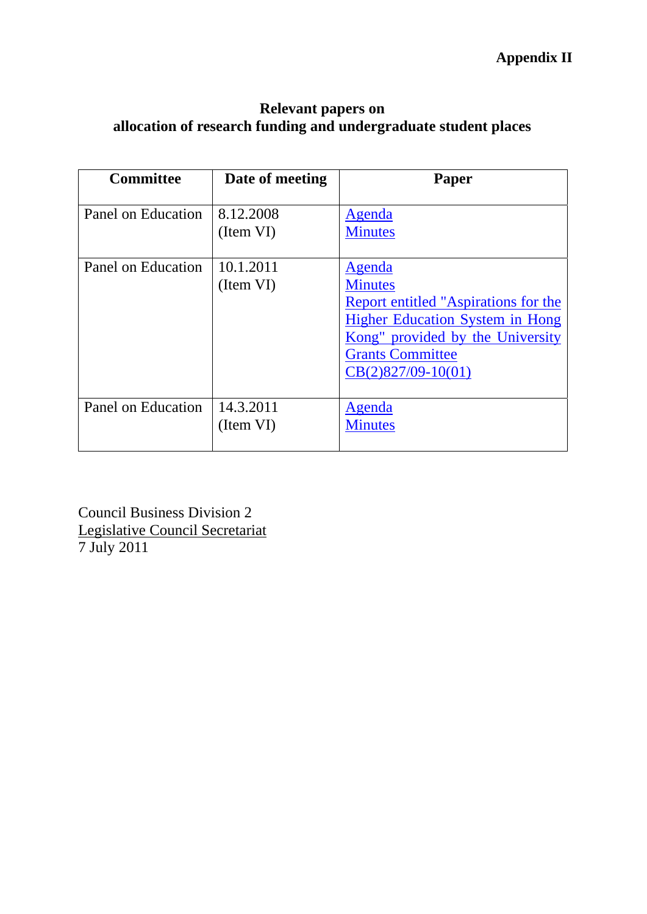**Appendix II**

## Relevant papers on allocation of research funding and undergraduate student places

| Committee | Date of meeting | Paper |
|---|---|---|
| Panel on Education | 8.12.2008 (Item VI) | Agenda<br>Minutes |
| Panel on Education | 10.1.2011 (Item VI) | Agenda<br>Minutes<br>Report entitled "Aspirations for the Higher Education System in Hong Kong" provided by the University Grants Committee CB(2)827/09-10(01) |
| Panel on Education | 14.3.2011 (Item VI) | Agenda<br>Minutes |

Council Business Division 2
Legislative Council Secretariat
7 July 2011